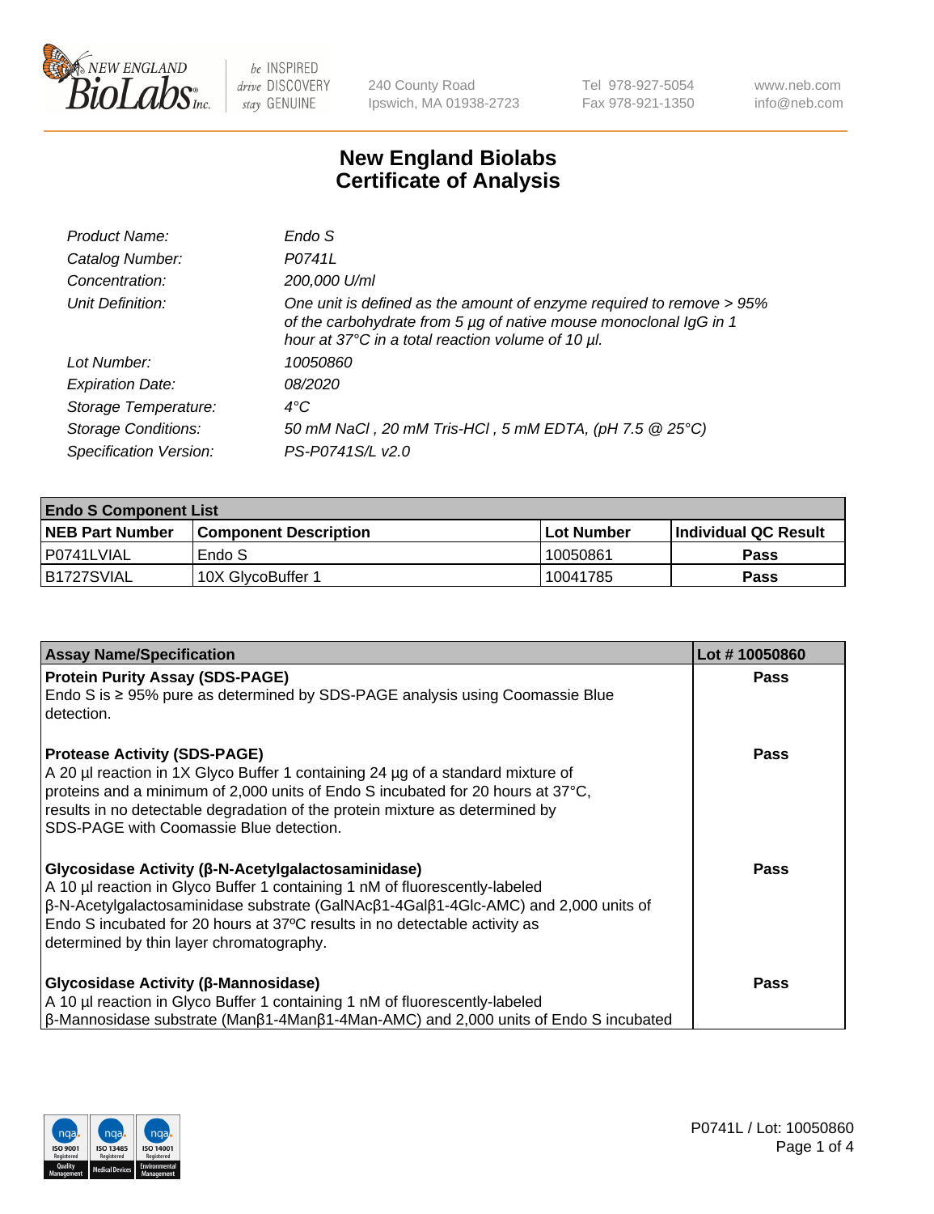240 County Road
Ipswich, MA 01938-2723

Tel 978-927-5054
Fax 978-921-1350

www.neb.com
info@neb.com

# New England Biolabs
# Certificate of Analysis

| | |
|---|---|
| *Product Name:* | *Endo S* |
| *Catalog Number:* | *P0741L* |
| *Concentration:* | *200,000 U/ml* |
| *Unit Definition:* | *One unit is defined as the amount of enzyme required to remove > 95% of the carbohydrate from 5 µg of native mouse monoclonal IgG in 1 hour at 37°C in a total reaction volume of 10 µl.* |
| *Lot Number:* | *10050860* |
| *Expiration Date:* | *08/2020* |
| *Storage Temperature:* | *4°C* |
| *Storage Conditions:* | *50 mM NaCl , 20 mM Tris-HCl , 5 mM EDTA, (pH 7.5 @ 25°C)* |
| *Specification Version:* | *PS-P0741S/L v2.0* |

| **Endo S Component List** | | | |
|---|---|---|---|
| **NEB Part Number** | **Component Description** | **Lot Number** | **Individual QC Result** |
| P0741LVIAL | Endo S | 10050861 | **Pass** |
| B1727SVIAL | 10X GlycoBuffer 1 | 10041785 | **Pass** |

| **Assay Name/Specification** | **Lot # 10050860** |
|---|---|
| **Protein Purity Assay (SDS-PAGE)**<br>Endo S is ≥ 95% pure as determined by SDS-PAGE analysis using Coomassie Blue detection. | **Pass** |
| **Protease Activity (SDS-PAGE)**<br>A 20 µl reaction in 1X Glyco Buffer 1 containing 24 µg of a standard mixture of proteins and a minimum of 2,000 units of Endo S incubated for 20 hours at 37°C, results in no detectable degradation of the protein mixture as determined by SDS-PAGE with Coomassie Blue detection. | **Pass** |
| **Glycosidase Activity (β-N-Acetylgalactosaminidase)**<br>A 10 µl reaction in Glyco Buffer 1 containing 1 nM of fluorescently-labeled β-N-Acetylgalactosaminidase substrate (GalNAcβ1-4Galβ1-4Glc-AMC) and 2,000 units of Endo S incubated for 20 hours at 37ºC results in no detectable activity as determined by thin layer chromatography. | **Pass** |
| **Glycosidase Activity (β-Mannosidase)**<br>A 10 µl reaction in Glyco Buffer 1 containing 1 nM of fluorescently-labeled β-Mannosidase substrate (Manβ1-4Manβ1-4Man-AMC) and 2,000 units of Endo S incubated | **Pass** |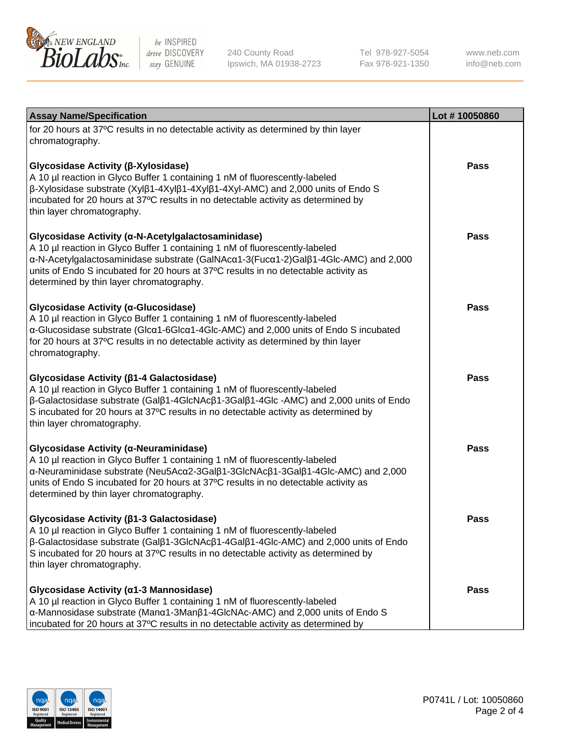| Assay Name/Specification | Lot # 10050860 |
| --- | --- |
| for 20 hours at 37ºC results in no detectable activity as determined by thin layer chromatography. | |
| **Glycosidase Activity (β-Xylosidase)**<br>A 10 µl reaction in Glyco Buffer 1 containing 1 nM of fluorescently-labeled β-Xylosidase substrate (Xylβ1-4Xylβ1-4Xylβ1-4Xyl-AMC) and 2,000 units of Endo S incubated for 20 hours at 37ºC results in no detectable activity as determined by thin layer chromatography. | Pass |
| **Glycosidase Activity (α-N-Acetylgalactosaminidase)**<br>A 10 µl reaction in Glyco Buffer 1 containing 1 nM of fluorescently-labeled α-N-Acetylgalactosaminidase substrate (GalNAcα1-3(Fucα1-2)Galβ1-4Glc-AMC) and 2,000 units of Endo S incubated for 20 hours at 37ºC results in no detectable activity as determined by thin layer chromatography. | Pass |
| **Glycosidase Activity (α-Glucosidase)**<br>A 10 µl reaction in Glyco Buffer 1 containing 1 nM of fluorescently-labeled α-Glucosidase substrate (Glcα1-6Glcα1-4Glc-AMC) and 2,000 units of Endo S incubated for 20 hours at 37ºC results in no detectable activity as determined by thin layer chromatography. | Pass |
| **Glycosidase Activity (β1-4 Galactosidase)**<br>A 10 µl reaction in Glyco Buffer 1 containing 1 nM of fluorescently-labeled β-Galactosidase substrate (Galβ1-4GlcNAcβ1-3Galβ1-4Glc -AMC) and 2,000 units of Endo S incubated for 20 hours at 37ºC results in no detectable activity as determined by thin layer chromatography. | Pass |
| **Glycosidase Activity (α-Neuraminidase)**<br>A 10 µl reaction in Glyco Buffer 1 containing 1 nM of fluorescently-labeled α-Neuraminidase substrate (Neu5Acα2-3Galβ1-3GlcNAcβ1-3Galβ1-4Glc-AMC) and 2,000 units of Endo S incubated for 20 hours at 37ºC results in no detectable activity as determined by thin layer chromatography. | Pass |
| **Glycosidase Activity (β1-3 Galactosidase)**<br>A 10 µl reaction in Glyco Buffer 1 containing 1 nM of fluorescently-labeled β-Galactosidase substrate (Galβ1-3GlcNAcβ1-4Galβ1-4Glc-AMC) and 2,000 units of Endo S incubated for 20 hours at 37ºC results in no detectable activity as determined by thin layer chromatography. | Pass |
| **Glycosidase Activity (α1-3 Mannosidase)**<br>A 10 µl reaction in Glyco Buffer 1 containing 1 nM of fluorescently-labeled α-Mannosidase substrate (Manα1-3Manβ1-4GlcNAc-AMC) and 2,000 units of Endo S incubated for 20 hours at 37ºC results in no detectable activity as determined by | Pass |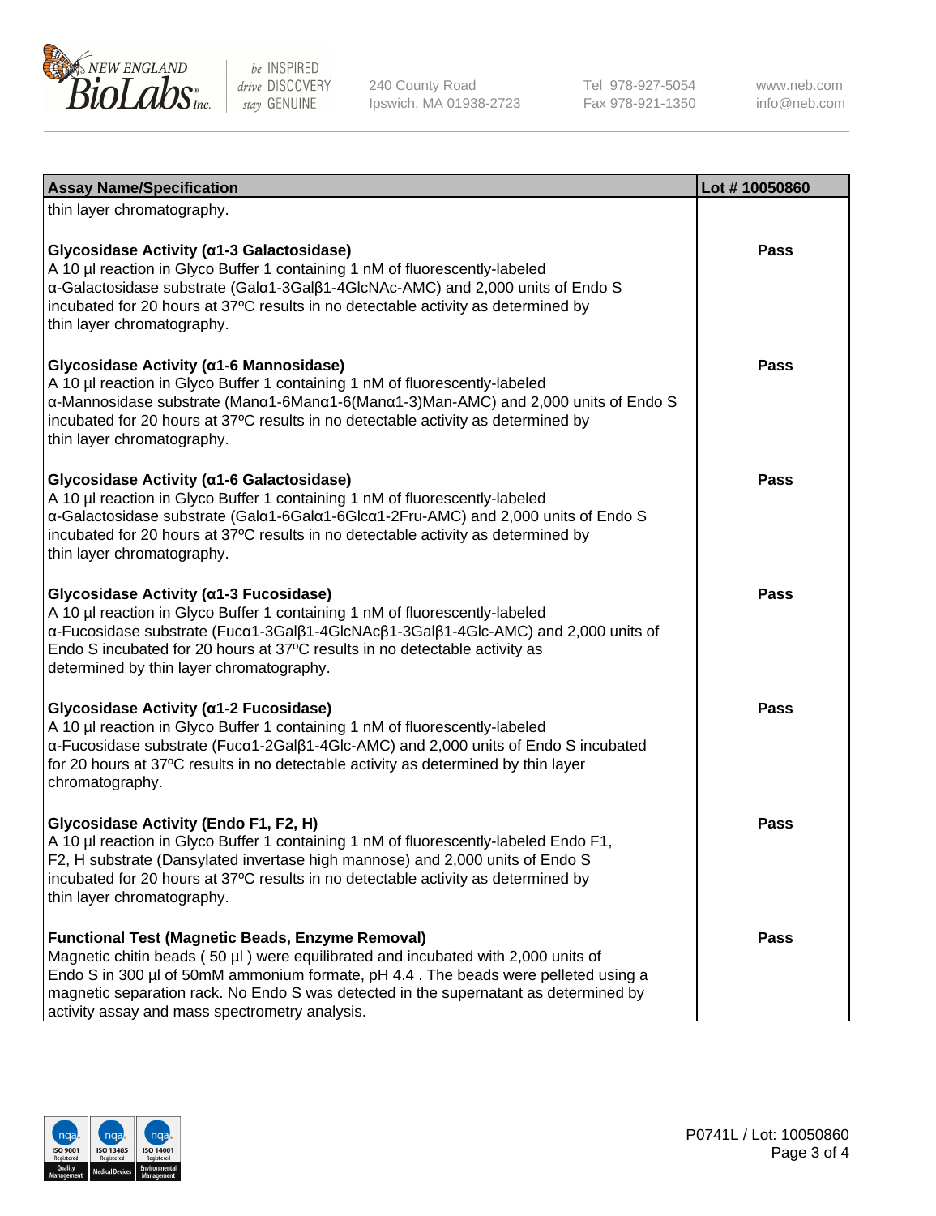| Assay Name/Specification | Lot # 10050860 |
|---|---|
| thin layer chromatography. | |
| **Glycosidase Activity (α1-3 Galactosidase)**<br>A 10 µl reaction in Glyco Buffer 1 containing 1 nM of fluorescently-labeled α-Galactosidase substrate (Galα1-3Galβ1-4GlcNAc-AMC) and 2,000 units of Endo S incubated for 20 hours at 37ºC results in no detectable activity as determined by thin layer chromatography. | Pass |
| **Glycosidase Activity (α1-6 Mannosidase)**<br>A 10 µl reaction in Glyco Buffer 1 containing 1 nM of fluorescently-labeled α-Mannosidase substrate (Manα1-6Manα1-6(Manα1-3)Man-AMC) and 2,000 units of Endo S incubated for 20 hours at 37ºC results in no detectable activity as determined by thin layer chromatography. | Pass |
| **Glycosidase Activity (α1-6 Galactosidase)**<br>A 10 µl reaction in Glyco Buffer 1 containing 1 nM of fluorescently-labeled α-Galactosidase substrate (Galα1-6Galα1-6Glcα1-2Fru-AMC) and 2,000 units of Endo S incubated for 20 hours at 37ºC results in no detectable activity as determined by thin layer chromatography. | Pass |
| **Glycosidase Activity (α1-3 Fucosidase)**<br>A 10 µl reaction in Glyco Buffer 1 containing 1 nM of fluorescently-labeled α-Fucosidase substrate (Fucα1-3Galβ1-4GlcNAcβ1-3Galβ1-4Glc-AMC) and 2,000 units of Endo S incubated for 20 hours at 37ºC results in no detectable activity as determined by thin layer chromatography. | Pass |
| **Glycosidase Activity (α1-2 Fucosidase)**<br>A 10 µl reaction in Glyco Buffer 1 containing 1 nM of fluorescently-labeled α-Fucosidase substrate (Fucα1-2Galβ1-4Glc-AMC) and 2,000 units of Endo S incubated for 20 hours at 37ºC results in no detectable activity as determined by thin layer chromatography. | Pass |
| **Glycosidase Activity (Endo F1, F2, H)**<br>A 10 µl reaction in Glyco Buffer 1 containing 1 nM of fluorescently-labeled Endo F1, F2, H substrate (Dansylated invertase high mannose) and 2,000 units of Endo S incubated for 20 hours at 37ºC results in no detectable activity as determined by thin layer chromatography. | Pass |
| **Functional Test (Magnetic Beads, Enzyme Removal)**<br>Magnetic chitin beads ( 50 µl ) were equilibrated and incubated with 2,000 units of Endo S in 300 µl of 50mM ammonium formate, pH 4.4 . The beads were pelleted using a magnetic separation rack. No Endo S was detected in the supernatant as determined by activity assay and mass spectrometry analysis. | Pass |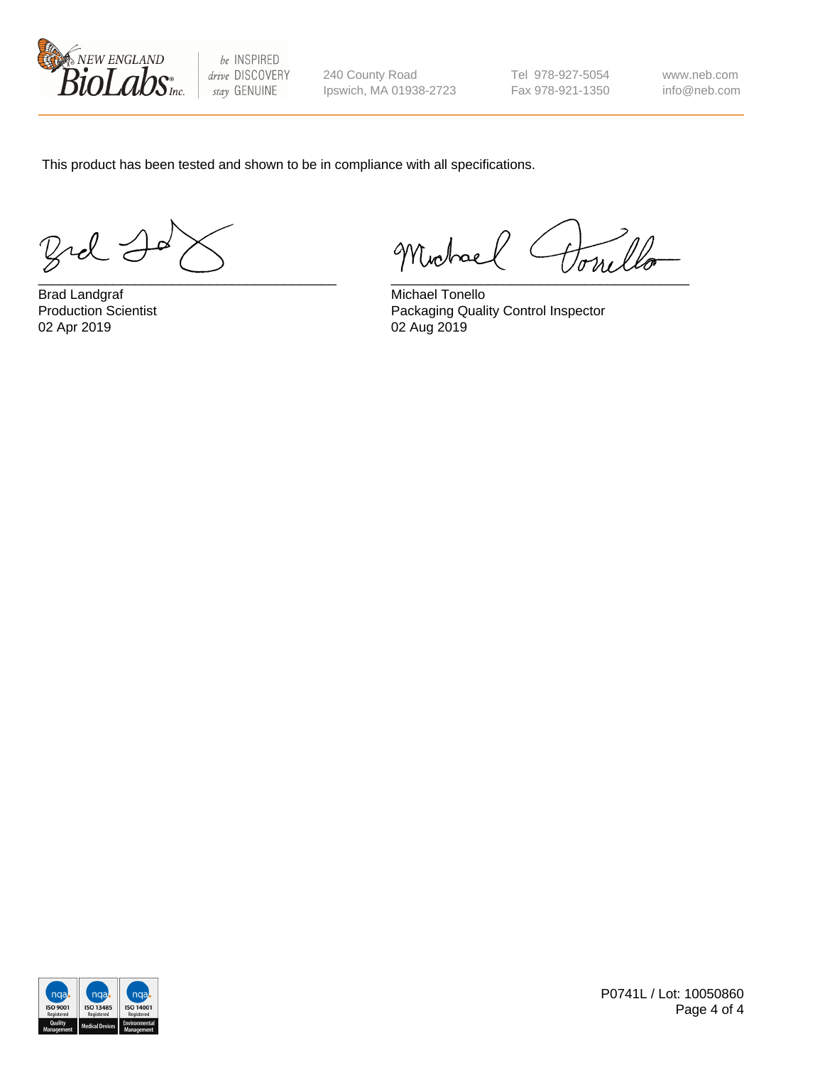This product has been tested and shown to be in compliance with all specifications.

Brad Landgraf
Production Scientist
02 Apr 2019

Michael Tonello
Packaging Quality Control Inspector
02 Aug 2019

P0741L / Lot: 10050860